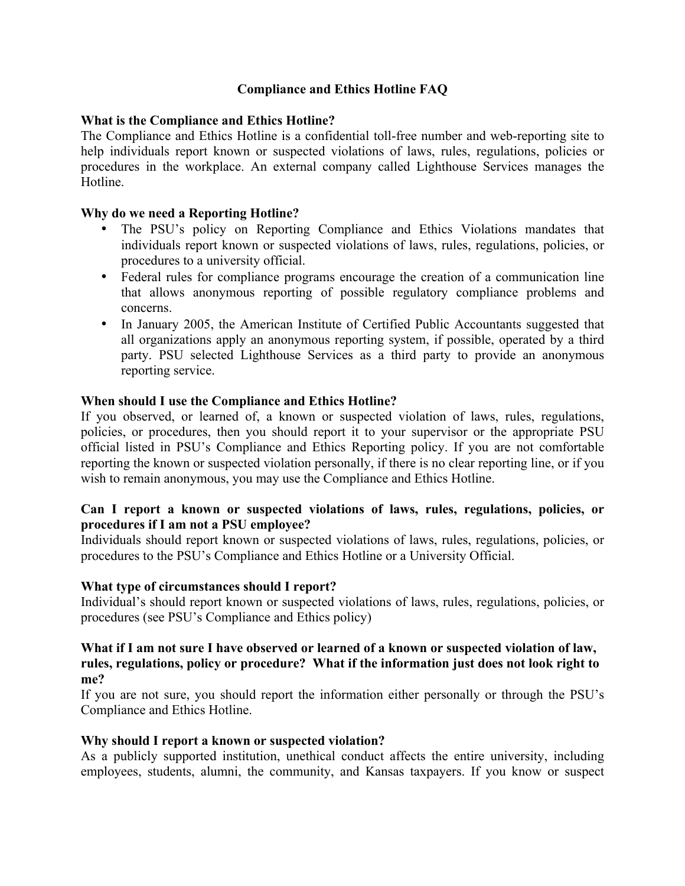# Compliance and Ethics Hotline FAQ

**What is the Compliance and Ethics Hotline?**

The Compliance and Ethics Hotline is a confidential toll-free number and web-reporting site to help individuals report known or suspected violations of laws, rules, regulations, policies or procedures in the workplace. An external company called Lighthouse Services manages the Hotline.

**Why do we need a Reporting Hotline?**

- The PSU's policy on Reporting Compliance and Ethics Violations mandates that individuals report known or suspected violations of laws, rules, regulations, policies, or procedures to a university official.
- Federal rules for compliance programs encourage the creation of a communication line that allows anonymous reporting of possible regulatory compliance problems and concerns.
- In January 2005, the American Institute of Certified Public Accountants suggested that all organizations apply an anonymous reporting system, if possible, operated by a third party. PSU selected Lighthouse Services as a third party to provide an anonymous reporting service.

**When should I use the Compliance and Ethics Hotline?**

If you observed, or learned of, a known or suspected violation of laws, rules, regulations, policies, or procedures, then you should report it to your supervisor or the appropriate PSU official listed in PSU's Compliance and Ethics Reporting policy. If you are not comfortable reporting the known or suspected violation personally, if there is no clear reporting line, or if you wish to remain anonymous, you may use the Compliance and Ethics Hotline.

**Can I report a known or suspected violations of laws, rules, regulations, policies, or procedures if I am not a PSU employee?**

Individuals should report known or suspected violations of laws, rules, regulations, policies, or procedures to the PSU's Compliance and Ethics Hotline or a University Official.

**What type of circumstances should I report?**

Individual's should report known or suspected violations of laws, rules, regulations, policies, or procedures (see PSU's Compliance and Ethics policy)

**What if I am not sure I have observed or learned of a known or suspected violation of law, rules, regulations, policy or procedure? What if the information just does not look right to me?**

If you are not sure, you should report the information either personally or through the PSU's Compliance and Ethics Hotline.

**Why should I report a known or suspected violation?**

As a publicly supported institution, unethical conduct affects the entire university, including employees, students, alumni, the community, and Kansas taxpayers. If you know or suspect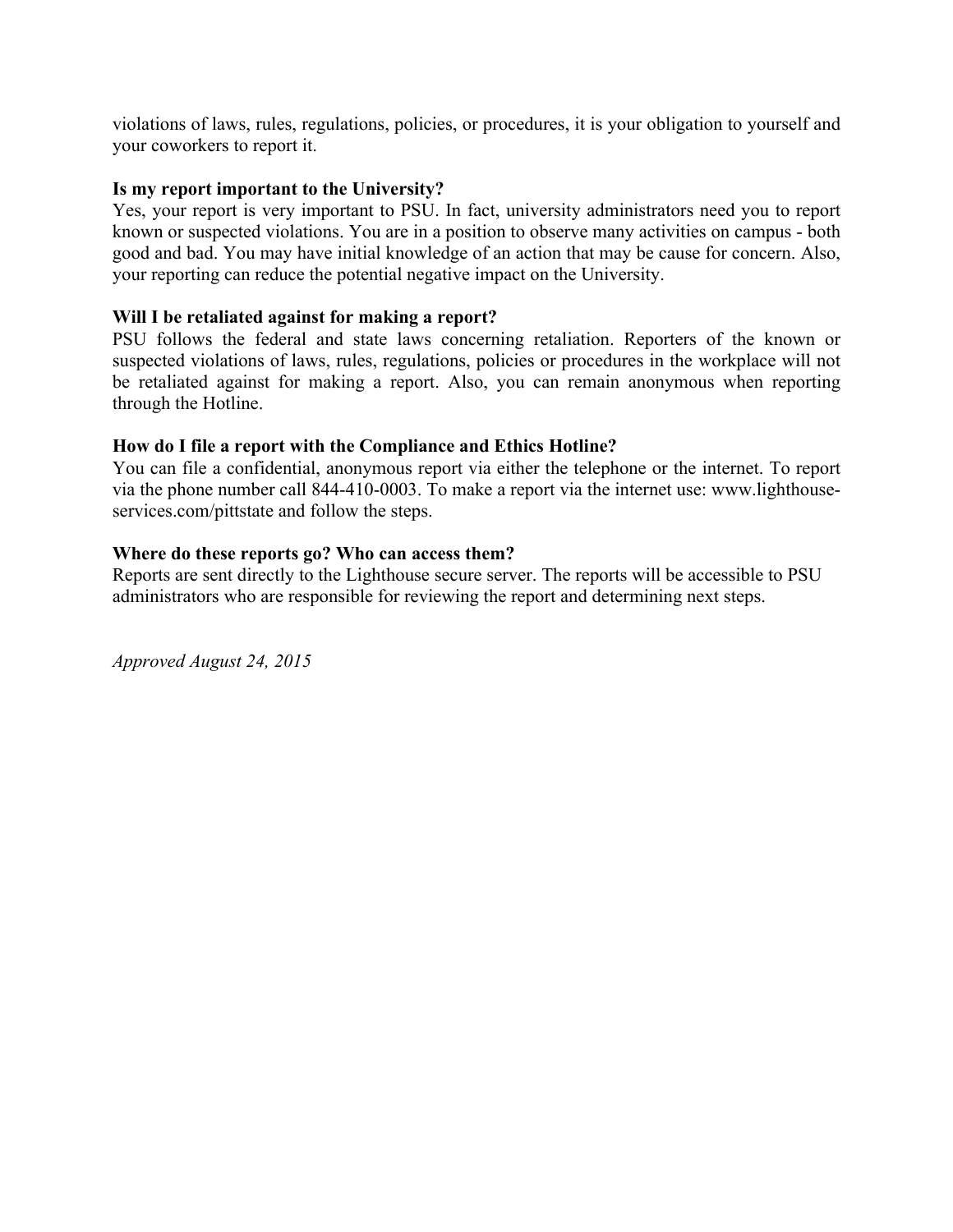violations of laws, rules, regulations, policies, or procedures, it is your obligation to yourself and your coworkers to report it.

**Is my report important to the University?**
Yes, your report is very important to PSU. In fact, university administrators need you to report known or suspected violations. You are in a position to observe many activities on campus - both good and bad. You may have initial knowledge of an action that may be cause for concern. Also, your reporting can reduce the potential negative impact on the University.

**Will I be retaliated against for making a report?**
PSU follows the federal and state laws concerning retaliation. Reporters of the known or suspected violations of laws, rules, regulations, policies or procedures in the workplace will not be retaliated against for making a report. Also, you can remain anonymous when reporting through the Hotline.

**How do I file a report with the Compliance and Ethics Hotline?**
You can file a confidential, anonymous report via either the telephone or the internet. To report via the phone number call 844-410-0003. To make a report via the internet use: www.lighthouse-services.com/pittstate and follow the steps.

**Where do these reports go? Who can access them?**
Reports are sent directly to the Lighthouse secure server. The reports will be accessible to PSU administrators who are responsible for reviewing the report and determining next steps.

*Approved August 24, 2015*